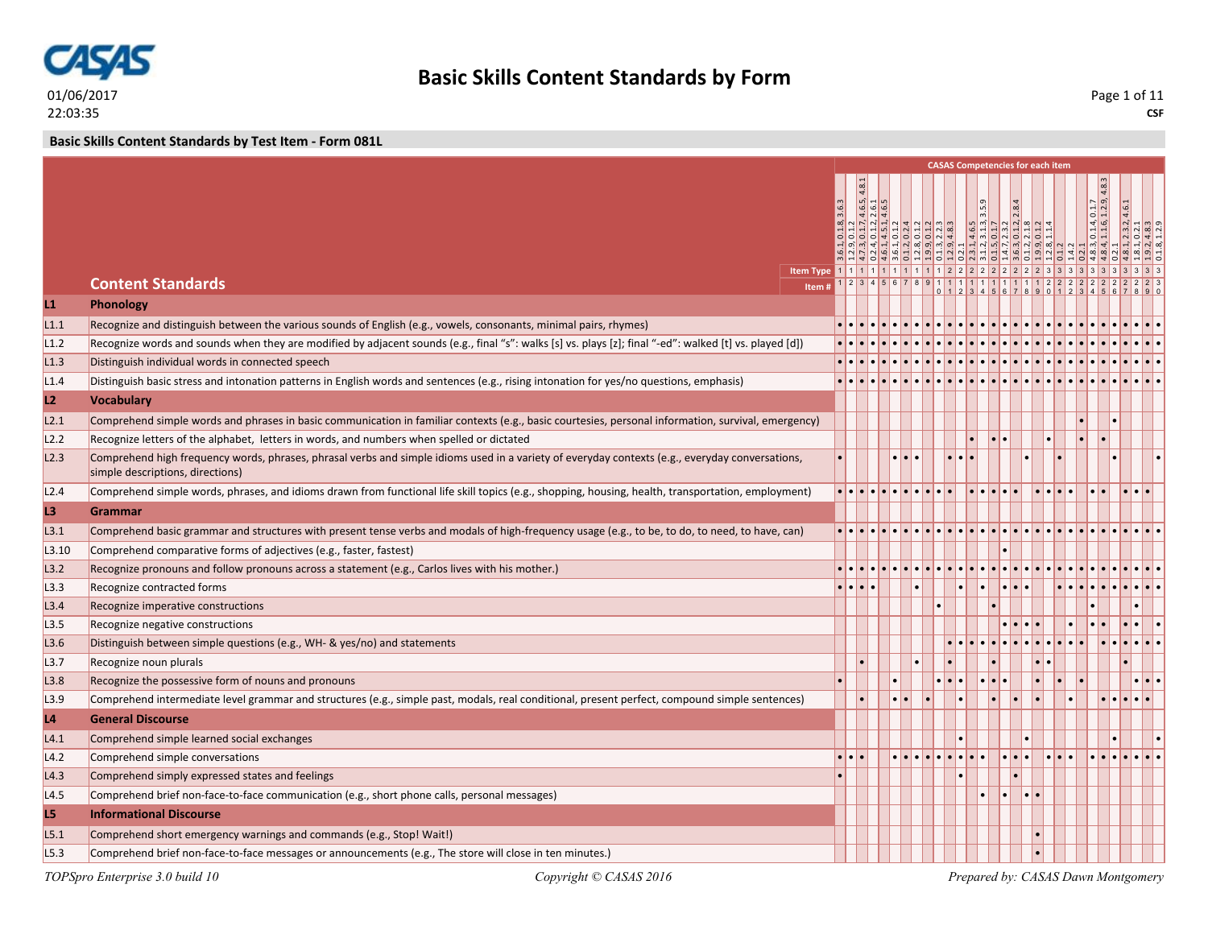# Basic Skills Content Standards by Form

01/06/2017
22:03:35

CSF

**Basic Skills Content Standards by Test Item - Form 081L**

| | Content Standards | 1 | 2 | 3 | 4 | 5 | 6 | 7 | 8 | 9 | 10 | 11 | 12 | 13 | 14 | 15 | 16 | 17 | 18 | 19 | 20 | 21 | 22 | 23 | 24 | 25 | 26 | 27 | 28 | 29 | 30 |
|---|---|---|---|---|---|---|---|---|---|---|---|---|---|---|---|---|---|---|---|---|---|---|---|---|---|---|---|---|---|---|---|
| | CASAS Competencies for each item | 3.6.1, 0.1.8, 3.6.3 | 1.2.9, 0.1.2 | 4.7.3, 0.1.7, 4.6.5, 4.8.1 | 0.2.4, 0.1.2, 2.6.1 | 4.6.1, 4.5.1, 4.6.5 | 3.6.1, 0.1.2 | 0.1.2, 0.2.4 | 1.2.8, 0.1.2 | 1.9.9, 0.1.2 | 0.1.3, 2.2.3 | 1.2.9, 4.8.3 | 0.2.1 | 2.3.1, 4.6.5 | 3.1.2, 3.1.3, 3.5.9 | 0.1.5, 0.1.7 | 1.4.7, 2.3.2 | 3.6.3, 0.1.2, 2.8.4 | 0.1.2, 2.1.8 | 1.9.9, 0.1.2 | 1.2.8, 1.1.4 | 0.1.2 | 1.4.2 | 0.2.1 | 4.8.3, 0.1.4, 0.1.7 | 4.8.4, 1.1.6, 1.2.9, 4.8.3 | 0.2.1 | 4.8.1, 2.3.2, 4.6.1 | 1.8.1, 0.2.1 | 1.9.2, 4.8.3 | 0.1.8, 1.2.9 |
| | Item Type | 1 | 1 | 1 | 1 | 1 | 1 | 1 | 1 | 1 | 2 | 2 | 2 | 2 | 2 | 2 | 2 | 2 | 2 | 2 | 2 | 3 | 3 | 3 | 3 | 3 | 3 | 3 | 3 | 3 | 3 |
| **L1** | **Phonology** | | | | | | | | | | | | | | | | | | | | | | | | | | | | | | |
| L1.1 | Recognize and distinguish between the various sounds of English (e.g., vowels, consonants, minimal pairs, rhymes) | • | • | • | • | • | • | • | • | • | • | • | • | • | • | • | • | • | • | • | • | • | • | • | • | • | • | • | • | • | • |
| L1.2 | Recognize words and sounds when they are modified by adjacent sounds (e.g., final "s": walks [s] vs. plays [z]; final "-ed": walked [t] vs. played [d]) | • | • | • | • | • | • | • | • | • | • | • | • | • | • | • | • | • | • | • | • | • | • | • | • | • | • | • | • | • | • |
| L1.3 | Distinguish individual words in connected speech | • | • | • | • | • | • | • | • | • | • | • | • | • | • | • | • | • | • | • | • | • | • | • | • | • | • | • | • | • | • |
| L1.4 | Distinguish basic stress and intonation patterns in English words and sentences (e.g., rising intonation for yes/no questions, emphasis) | • | • | • | • | • | • | • | • | • | • | • | • | • | • | • | • | • | • | • | • | • | • | • | • | • | • | • | • | • | • |
| **L2** | **Vocabulary** | | | | | | | | | | | | | | | | | | | | | | | | | | | | | | |
| L2.1 | Comprehend simple words and phrases in basic communication in familiar contexts (e.g., basic courtesies, personal information, survival, emergency) | | | | | | | | | | | | | | | | | | | | | | | • | | | • | | | | |
| L2.2 | Recognize letters of the alphabet, letters in words, and numbers when spelled or dictated | | | | | | | | | | | | | • | | • | • | | | | • | | | • | | • | | | | | |
| L2.3 | Comprehend high frequency words, phrases, phrasal verbs and simple idioms used in a variety of everyday contexts (e.g., everyday conversations, simple descriptions, directions) | • | | | | | • | • | • | | | • | • | • | | | | | • | | | • | | | | | • | | | | • |
| L2.4 | Comprehend simple words, phrases, and idioms drawn from functional life skill topics (e.g., shopping, housing, health, transportation, employment) | • | • | • | • | • | • | • | • | • | • | • | | • | • | • | • | • | | • | • | • | • | | • | • | | • | • | • | |
| **L3** | **Grammar** | | | | | | | | | | | | | | | | | | | | | | | | | | | | | | |
| L3.1 | Comprehend basic grammar and structures with present tense verbs and modals of high-frequency usage (e.g., to be, to do, to need, to have, can) | • | • | • | • | • | • | • | • | • | • | • | • | • | • | • | • | • | • | • | • | • | • | • | • | • | • | • | • | • | • |
| L3.10 | Comprehend comparative forms of adjectives (e.g., faster, fastest) | | | | | | | | | | | | | | | | • | | | | | | | | | | | | | | |
| L3.2 | Recognize pronouns and follow pronouns across a statement (e.g., Carlos lives with his mother.) | • | • | • | • | • | • | • | • | • | • | • | • | • | • | • | • | • | • | • | • | • | • | • | • | • | • | • | • | • | • |
| L3.3 | Recognize contracted forms | • | • | • | • | | | | • | | | | • | | • | | • | • | • | | | • | • | • | • | • | • | • | • | • | • |
| L3.4 | Recognize imperative constructions | | | | | | | | | | • | | | | | • | | | | | | | | | • | | | | • | | |
| L3.5 | Recognize negative constructions | | | | | | | | | | | | | | | | • | • | • | • | | | • | | • | • | | • | • | | • |
| L3.6 | Distinguish between simple questions (e.g., WH- & yes/no) and statements | | | | | | | | | | | • | • | • | • | • | • | • | • | • | • | • | • | • | | • | • | • | • | • | • |
| L3.7 | Recognize noun plurals | | | • | | | | | • | | | • | | | | • | | | | • | • | | | | | | | • | | | |
| L3.8 | Recognize the possessive form of nouns and pronouns | • | | | | | • | | | | • | • | • | | • | • | • | | | • | | • | | • | | | | | • | • | • |
| L3.9 | Comprehend intermediate level grammar and structures (e.g., simple past, modals, real conditional, present perfect, compound simple sentences) | | | • | | | • | • | | • | | | • | | | • | | • | | • | | | • | | | • | • | • | • | • | |
| **L4** | **General Discourse** | | | | | | | | | | | | | | | | | | | | | | | | | | | | | | |
| L4.1 | Comprehend simple learned social exchanges | | | | | | | | | | | | • | | | | | | • | | | | | | | | • | | | | • |
| L4.2 | Comprehend simple conversations | • | • | • | | | • | • | • | • | • | • | • | • | • | • | • | • | • | | • | • | • | | • | • | • | • | • | • | • |
| L4.3 | Comprehend simply expressed states and feelings | • | | | | | | | | | | | • | | | | | • | | | | | | | | | | | | | |
| L4.5 | Comprehend brief non-face-to-face communication (e.g., short phone calls, personal messages) | | | | | | | | | | | | | | • | | • | | • | • | | | | | | | | | | | |
| **L5** | **Informational Discourse** | | | | | | | | | | | | | | | | | | | | | | | | | | | | | | |
| L5.1 | Comprehend short emergency warnings and commands (e.g., Stop! Wait!) | | | | | | | | | | | | | | | | | | | • | | | | | | | | | | | |
| L5.3 | Comprehend brief non-face-to-face messages or announcements (e.g., The store will close in ten minutes.) | | | | | | | | | | | | | | | | | | | • | | | | | | | | | | | |

*TOPSpro Enterprise 3.0 build 10* — *Copyright © CASAS 2016* — *Prepared by: CASAS Dawn Montgomery*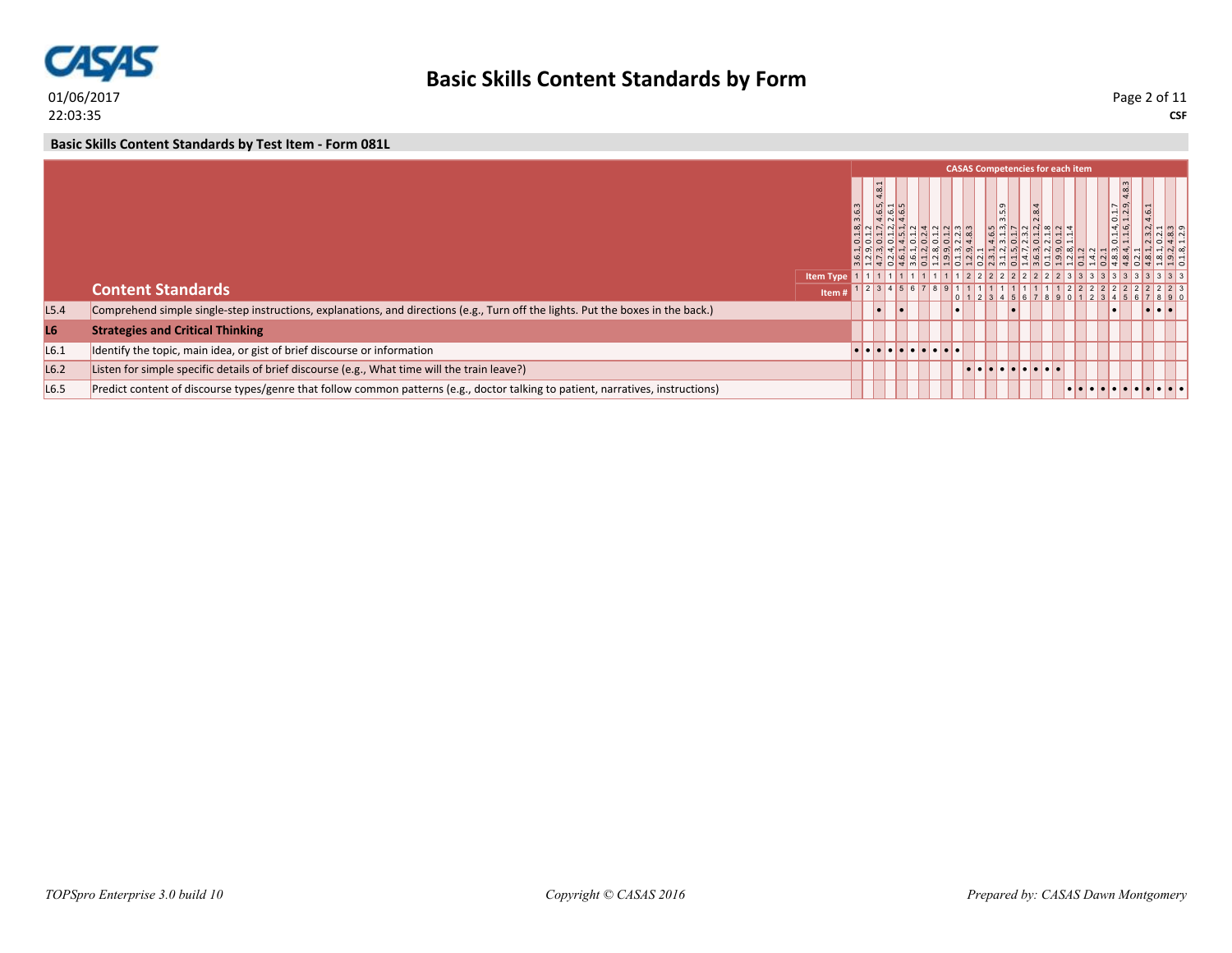## Basic Skills Content Standards by Test Item - Form 081L

| | | CASAS Competencies for each item | | | | | | | | | | | | | | | | | | | | | | | | | | | | | |
|---|---|---|---|---|---|---|---|---|---|---|---|---|---|---|---|---|---|---|---|---|---|---|---|---|---|---|---|---|---|---|---|
| | | 3.6.1, 0.1.8, 3.6.3 | 1.2.9, 0.1.2 | 4.7.3, 0.1.7, 4.6.5, 4.8.1 | 0.2.4, 0.1.2, 2.6.1 | 4.6.1, 4.5.1, 4.6.5 | 3.6.1, 0.1.2 | 0.1.2, 0.2.4 | 1.2.8, 0.1.2 | 1.9.9, 0.1.2 | 0.1.3, 2.2.3 | 1.2.9, 4.8.3 | 0.2.1 | 2.3.1, 4.6.5 | 3.1.2, 3.1.3, 3.5.9 | 0.1.5, 0.1.7 | 1.4.7, 2.3.2 | 3.6.3, 0.1.2, 2.8.4 | 0.1.2, 2.1.8 | 1.9.9, 0.1.2 | 1.2.8, 1.1.4 | 0.1.2 | 1.4.2 | 0.2.1 | 4.8.3, 0.1.4, 0.1.7 | 4.8.4, 1.1.6, 1.2.9, 4.8.3 | 0.2.1 | 4.8.1, 2.3.2, 4.6.1 | 1.8.1, 0.2.1 | 1.9.2, 4.8.3 | 0.1.8, 1.2.9 |
| | Item Type | 1 | 1 | 1 | 1 | 1 | 1 | 1 | 1 | 1 | 1 | 2 | 2 | 2 | 2 | 2 | 2 | 2 | 2 | 2 | 2 | 3 | 3 | 3 | 3 | 3 | 3 | 3 | 3 | 3 | 3 |
| | **Content Standards** Item # | 1 | 2 | 3 | 4 | 5 | 6 | 7 | 8 | 9 | 10 | 11 | 12 | 13 | 14 | 15 | 16 | 17 | 18 | 19 | 20 | 21 | 22 | 23 | 24 | 25 | 26 | 27 | 28 | 29 | 30 |
| L5.4 | Comprehend simple single-step instructions, explanations, and directions (e.g., Turn off the lights. Put the boxes in the back.) | | | • | | • | | | | | • | | | | | • | | | | | | | | | • | | | • | • | • | |
| **L6** | **Strategies and Critical Thinking** | | | | | | | | | | | | | | | | | | | | | | | | | | | | | | |
| L6.1 | Identify the topic, main idea, or gist of brief discourse or information | • | • | • | • | • | • | • | • | • | • | | | | | | | | | | | | | | | | | | | | |
| L6.2 | Listen for simple specific details of brief discourse (e.g., What time will the train leave?) | | | | | | | | | | | • | • | • | • | • | • | • | • | • | | | | | | | | | | | |
| L6.5 | Predict content of discourse types/genre that follow common patterns (e.g., doctor talking to patient, narratives, instructions) | | | | | | | | | | | | | | | | | | | | • | • | • | • | • | • | • | • | • | • | • |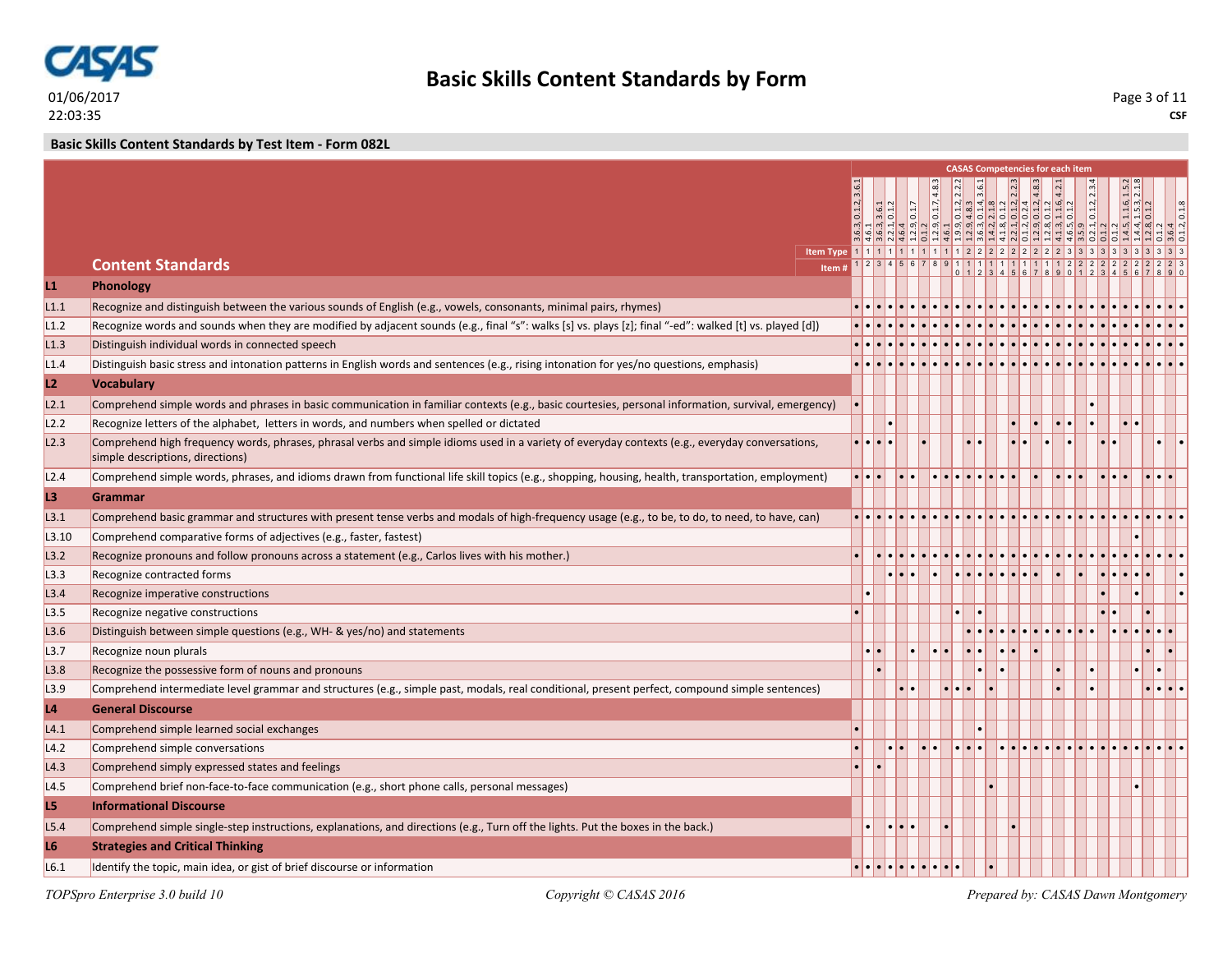**01/06/2017**
**22:03:35**

# Basic Skills Content Standards by Form

**CSF**

## Basic Skills Content Standards by Test Item - Form 082L

| | Content Standards — CASAS Competencies for each item | 3.6.3, 0.1.2, 3.6.1 | 4.6.1 | 3.6.3, 3.6.1 | 2.2.1, 0.1.2 | 4.6.4 | 1.2.9, 0.1.7 | 0.1.2 | 1.2.9, 0.1.7, 4.8.3 | 4.6.1 | 1.9.9, 0.1.2, 2.2.2 | 1.2.9, 4.8.3 | 3.6.3, 0.1.4, 3.6.1 | 1.4.2, 2.1.8 | 4.1.8, 0.1.2 | 2.2.1, 0.1.2, 2.2.3 | 0.1.2, 0.2.4 | 1.2.9, 0.1.2, 4.8.3 | 1.2.8, 0.1.2 | 4.1.3, 1.1.6, 4.2.1 | 4.6.5, 0.1.2 | 3.5.9 | 0.2.1, 0.1.2, 2.3.4 | 0.1.2 | 0.1.2 | 1.4.5, 1.1.6, 1.5.2 | 1.4.4, 1.5.3, 2.1.8 | 1.2.8, 0.1.2 | 0.1.2 | 3.6.4 | 0.1.2, 0.1.8 |
|---|---|---|---|---|---|---|---|---|---|---|---|---|---|---|---|---|---|---|---|---|---|---|---|---|---|---|---|---|---|---|---|
| | Item Type | 1 | 1 | 1 | 1 | 1 | 1 | 1 | 1 | 1 | 2 | 2 | 2 | 2 | 2 | 2 | 2 | 2 | 2 | 2 | 2 | 3 | 3 | 3 | 3 | 3 | 3 | 3 | 3 | 3 | 3 |
| | Item # | 1 | 2 | 3 | 4 | 5 | 6 | 7 | 8 | 9 | 10 | 11 | 12 | 13 | 14 | 15 | 16 | 17 | 18 | 19 | 20 | 21 | 22 | 23 | 24 | 25 | 26 | 27 | 28 | 29 | 30 |
| **L1** | **Phonology** | | | | | | | | | | | | | | | | | | | | | | | | | | | | | | |
| L1.1 | Recognize and distinguish between the various sounds of English (e.g., vowels, consonants, minimal pairs, rhymes) | • | • | • | • | • | • | • | • | • | • | • | • | • | • | • | • | • | • | • | • | • | • | • | • | • | • | • | • | • | • |
| L1.2 | Recognize words and sounds when they are modified by adjacent sounds (e.g., final "s": walks [s] vs. plays [z]; final "-ed": walked [t] vs. played [d]) | • | • | • | • | • | • | • | • | • | • | • | • | • | • | • | • | • | • | • | • | • | • | • | • | • | • | • | • | • | • |
| L1.3 | Distinguish individual words in connected speech | • | • | • | • | • | • | • | • | • | • | • | • | • | • | • | • | • | • | • | • | • | • | • | • | • | • | • | • | • | • |
| L1.4 | Distinguish basic stress and intonation patterns in English words and sentences (e.g., rising intonation for yes/no questions, emphasis) | • | • | • | • | • | • | • | • | • | • | • | • | • | • | • | • | • | • | • | • | • | • | • | • | • | • | • | • | • | • |
| **L2** | **Vocabulary** | | | | | | | | | | | | | | | | | | | | | | | | | | | | | | |
| L2.1 | Comprehend simple words and phrases in basic communication in familiar contexts (e.g., basic courtesies, personal information, survival, emergency) | • | | | | | | | | | | | | | | | | | | | | | • | | | | | | | | |
| L2.2 | Recognize letters of the alphabet, letters in words, and numbers when spelled or dictated | | | | • | | | | | | | | | | | • | | • | | • | • | | • | | | • | • | | | | |
| L2.3 | Comprehend high frequency words, phrases, phrasal verbs and simple idioms used in a variety of everyday contexts (e.g., everyday conversations, simple descriptions, directions) | • | • | • | • | | | • | | | | • | • | | | • | • | | • | | • | | | • | • | | | | • | | • |
| L2.4 | Comprehend simple words, phrases, and idioms drawn from functional life skill topics (e.g., shopping, housing, health, transportation, employment) | • | • | • | | • | • | | • | • | • | • | • | • | • | • | | • | | • | • | • | | • | • | • | | • | • | • | |
| **L3** | **Grammar** | | | | | | | | | | | | | | | | | | | | | | | | | | | | | | |
| L3.1 | Comprehend basic grammar and structures with present tense verbs and modals of high-frequency usage (e.g., to be, to do, to need, to have, can) | • | • | • | • | • | • | • | • | • | • | • | • | • | • | • | • | • | • | • | • | • | • | • | • | • | • | • | • | • | • |
| L3.10 | Comprehend comparative forms of adjectives (e.g., faster, fastest) | | | | | | | | | | | | | | | | | | | | | | | | | | • | | | | |
| L3.2 | Recognize pronouns and follow pronouns across a statement (e.g., Carlos lives with his mother.) | • | | • | • | • | • | • | • | • | • | • | • | • | • | • | • | • | • | • | • | • | • | • | • | • | • | • | • | • | • |
| L3.3 | Recognize contracted forms | | | | • | • | • | | • | | • | • | • | • | • | • | • | • | | • | | • | | • | • | • | • | • | | | • |
| L3.4 | Recognize imperative constructions | | • | | | | | | | | | | | | | | | | | | | | | • | | | • | | | | • |
| L3.5 | Recognize negative constructions | • | | | | | | | | | • | | • | | | | | | | | | | | • | • | | | • | | | |
| L3.6 | Distinguish between simple questions (e.g., WH- & yes/no) and statements | | | | | | | | | | | • | • | • | • | • | • | • | • | • | • | • | • | | • | • | • | • | • | • | |
| L3.7 | Recognize noun plurals | | • | • | | | • | | • | • | | • | • | | • | • | | • | | | | | | | | | | • | | • | |
| L3.8 | Recognize the possessive form of nouns and pronouns | | | • | | | | | | | | | • | | • | | | | | • | | | • | | | | • | | • | | |
| L3.9 | Comprehend intermediate level grammar and structures (e.g., simple past, modals, real conditional, present perfect, compound simple sentences) | | | | | • | • | | | • | • | • | | • | | | | | | • | | | • | | | | | • | • | • | • |
| **L4** | **General Discourse** | | | | | | | | | | | | | | | | | | | | | | | | | | | | | | |
| L4.1 | Comprehend simple learned social exchanges | • | | | | | | | | | | | • | | | | | | | | | | | | | | | | | | |
| L4.2 | Comprehend simple conversations | • | | | • | • | | • | • | | • | • | • | | • | • | • | • | • | • | • | • | • | • | • | • | • | • | • | • | • |
| L4.3 | Comprehend simply expressed states and feelings | • | | • | | | | | | | | | | | | | | | | | | | | | | | | | | | |
| L4.5 | Comprehend brief non-face-to-face communication (e.g., short phone calls, personal messages) | | | | | | | | | | | | | • | | | | | | | | | | | | | • | | | | |
| **L5** | **Informational Discourse** | | | | | | | | | | | | | | | | | | | | | | | | | | | | | | |
| L5.4 | Comprehend simple single-step instructions, explanations, and directions (e.g., Turn off the lights. Put the boxes in the back.) | | • | | • | • | • | | | • | | | | | | • | | | | | | | | | | | | | | | |
| **L6** | **Strategies and Critical Thinking** | | | | | | | | | | | | | | | | | | | | | | | | | | | | | | |
| L6.1 | Identify the topic, main idea, or gist of brief discourse or information | • | • | • | • | • | • | • | • | • | • | | | • | | | | | | | | | | | | | | | | | |

*TOPSpro Enterprise 3.0 build 10* — *Copyright © CASAS 2016* — *Prepared by: CASAS Dawn Montgomery*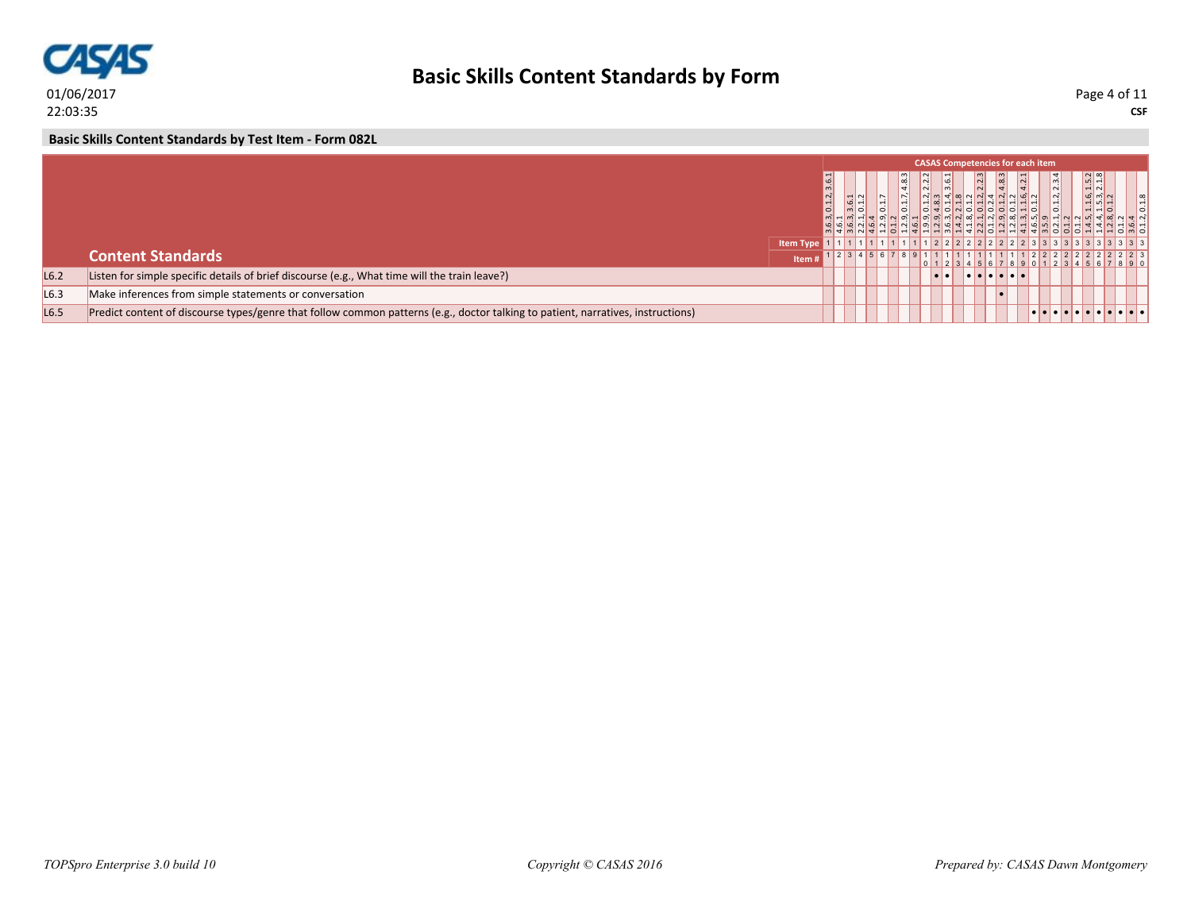01/06/2017
22:03:35

# Basic Skills Content Standards by Form

CSF

## Basic Skills Content Standards by Test Item - Form 082L

| | CASAS Competencies for each item | 3.6.3, 0.1.2, 3.6.1 | 4.6.1 | 3.6.3, 3.6.1 | 2.2.1, 0.1.2 | 4.6.4 | 1.2.9, 0.1.7 | 0.1.2 | 1.2.9, 0.1.7, 4.8.3 | 4.6.1 | 1.9.9, 0.1.2, 2.2.2 | 1.2.9, 4.8.3 | 3.6.3, 0.1.4, 3.6.1 | 1.4.2, 2.1.8 | 4.1.8, 0.1.2 | 2.2.1, 0.1.2, 2.2.3 | 0.1.2, 0.2.4 | 1.2.9, 0.1.2, 4.8.3 | 1.2.8, 0.1.2 | 4.1.3, 1.1.6, 4.2.1 | 4.6.5, 0.1.2 | 3.5.9 | 0.2.1, 0.1.2, 2.3.4 | 0.1.2 | 0.1.2 | 1.4.5, 1.1.6, 1.5.2 | 1.4.4, 1.5.3, 2.1.8 | 1.2.8, 0.1.2 | 0.1.2 | 3.6.4 | 0.1.2, 0.1.8 |
|---|---|---|---|---|---|---|---|---|---|---|---|---|---|---|---|---|---|---|---|---|---|---|---|---|---|---|---|---|---|---|---|
| | Item Type | 1 | 1 | 1 | 1 | 1 | 1 | 1 | 1 | 1 | 1 | 2 | 2 | 2 | 2 | 2 | 2 | 2 | 2 | 2 | 2 | 3 | 3 | 3 | 3 | 3 | 3 | 3 | 3 | 3 | 3 |
| | **Content Standards** Item # | 1 | 2 | 3 | 4 | 5 | 6 | 7 | 8 | 9 | 10 | 11 | 12 | 13 | 14 | 15 | 16 | 17 | 18 | 19 | 20 | 21 | 22 | 23 | 24 | 25 | 26 | 27 | 28 | 29 | 30 |
| L6.2 | Listen for simple specific details of brief discourse (e.g., What time will the train leave?) | | | | | | | | | | | • | • | | • | • | • | • | • | • | | | | | | | | | | | |
| L6.3 | Make inferences from simple statements or conversation | | | | | | | | | | | | | | | | | • | | | | | | | | | | | | | |
| L6.5 | Predict content of discourse types/genre that follow common patterns (e.g., doctor talking to patient, narratives, instructions) | | | | | | | | | | | | | | | | | | | | • | • | • | • | • | • | • | • | • | • | • |

*TOPSpro Enterprise 3.0 build 10* *Copyright © CASAS 2016* *Prepared by: CASAS Dawn Montgomery*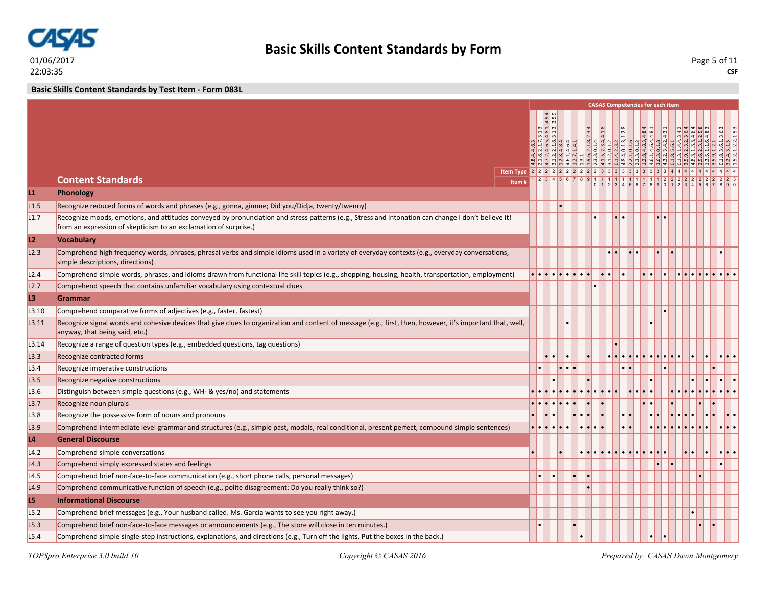# Basic Skills Content Standards by Form

01/06/2017
22:03:35

**CSF**

## Basic Skills Content Standards by Test Item - Form 083L

| | **Content Standards** | 1 | 2 | 3 | 4 | 5 | 6 | 7 | 8 | 9 | 10 | 11 | 12 | 13 | 14 | 15 | 16 | 17 | 18 | 19 | 20 | 21 | 22 | 23 | 24 | 25 | 26 | 27 | 28 | 29 | 30 |
|---|---|---|---|---|---|---|---|---|---|---|---|---|---|---|---|---|---|---|---|---|---|---|---|---|---|---|---|---|---|---|---|
| | CASAS Competencies for each item | 4.8.4, 4.8.3 | 2.1.8, 2.1.7, 3.1.3 | 4.7.2, 4.6.5, 4.8.1, 4.9.4 | 3.1.2, 2.1.8, 3.1.3, 3.5.9 | 1.2.8, 4.8.4 | 4.6.1, 4.6.4 | 1.2.7, 1.4.1 | 1.3.1 | 1.9.6, 2.1.8, 2.3.4 | 2.3.3, 0.1.4 | 4.1.5, 2.3.4, 4.1.8 | 3.1.2, 0.1.2 | 0.1.4, 2.3.2 | 4.8.4, 0.1.3, 1.2.8 | 2.2.1, 0.1.6 | 2.3.3, 0.1.2 | 1.2.8, 4.8.3, 4.8.4 | 4.6.1, 4.6.4, 4.8.1 | 3.6.3, 0.1.8 | 4.3.2, 3.4.2, 4.3.1 | 0.1.8, 5.6.1 | 0.1.3, 1.4.4, 3.4.2 | 3.5.9, 2.2.3, 3.6.4 | 4.8.3, 1.3.3, 4.6.4 | 2.5.6, 2.3.1, 2.5.8 | 1.3.5, 1.1.6, 4.8.3 | 3.5.9, 1.2.1 | 0.1.8, 3.6.1, 3.6.3 | 3.2.4, 3.1.5 | 1.5.2, 1.2.2, 1.5.3 |
| | Item Type | 2 | 2 | 2 | 2 | 2 | 2 | 2 | 2 | 2 | 3 | 3 | 3 | 3 | 3 | 3 | 3 | 3 | 3 | 3 | 4 | 4 | 4 | 4 | 4 | 4 | 4 | 4 | 4 | 4 | 4 |
| **L1** | **Phonology** | | | | | | | | | | | | | | | | | | | | | | | | | | | | | | |
| L1.5 | Recognize reduced forms of words and phrases (e.g., gonna, gimme; Did you/Didja, twenty/twenny) | | | | | • | | | | | | | | | | | | | | | | | | | | | | | | | |
| L1.7 | Recognize moods, emotions, and attitudes conveyed by pronunciation and stress patterns (e.g., Stress and intonation can change I don't believe it! from an expression of skepticism to an exclamation of surprise.) | | | | | | | | | | • | | | • | • | | | | | • | • | | | | | | | | | | |
| **L2** | **Vocabulary** | | | | | | | | | | | | | | | | | | | | | | | | | | | | | | |
| L2.3 | Comprehend high frequency words, phrases, phrasal verbs and simple idioms used in a variety of everyday contexts (e.g., everyday conversations, simple descriptions, directions) | | | | | | | | | | | | • | • | | • | • | | | • | | • | | | | | | | • | | |
| L2.4 | Comprehend simple words, phrases, and idioms drawn from functional life skill topics (e.g., shopping, housing, health, transportation, employment) | • | • | • | • | • | • | • | • | • | | • | • | | • | | | • | • | | • | | • | • | • | • | • | • | • | • | • |
| L2.7 | Comprehend speech that contains unfamiliar vocabulary using contextual clues | | | | | | | | | | • | | | | | | | | | | | | | | | | | | | | |
| **L3** | **Grammar** | | | | | | | | | | | | | | | | | | | | | | | | | | | | | | |
| L3.10 | Comprehend comparative forms of adjectives (e.g., faster, fastest) | | | | | | | | | | | | | | | | | | | | • | | | | | | | | | | |
| L3.11 | Recognize signal words and cohesive devices that give clues to organization and content of message (e.g., first, then, however, it's important that, well, anyway, that being said, etc.) | | | | | | • | | | | | | | | | | | | • | | | | | | | | | | | | |
| L3.14 | Recognize a range of question types (e.g., embedded questions, tag questions) | | | | | | | | | | | | | • | | | | | | | | | | | | | | | | | |
| L3.3 | Recognize contracted forms | | | • | • | | • | | | • | | | • | • | • | • | • | • | • | • | • | • | • | | • | | • | | • | • | • |
| L3.4 | Recognize imperative constructions | | • | | | • | • | • | | | | | | | • | • | | | | | • | | | | | | | • | | | |
| L3.5 | Recognize negative constructions | | | | • | | | | | • | | | | | | | | | • | | | | | | • | | • | | • | | • |
| L3.6 | Distinguish between simple questions (e.g., WH- & yes/no) and statements | • | • | • | • | • | • | • | • | • | • | • | • | • | • | | • | • | • | • | | • | • | • | • | • | • | • | • | • | • |
| L3.7 | Recognize noun plurals | • | • | • | • | • | • | • | | • | | • | | | | | | • | • | | | • | | | | • | | • | | | |
| L3.8 | Recognize the possessive form of nouns and pronouns | • | | • | • | | | • | • | • | | • | | | • | • | | | • | • | | • | • | • | • | | • | • | | • | • |
| L3.9 | Comprehend intermediate level grammar and structures (e.g., simple past, modals, real conditional, present perfect, compound simple sentences) | • | • | • | • | • | • | | • | • | • | • | | | • | • | | | • | • | • | • | • | • | • | • | • | | • | • | • |
| **L4** | **General Discourse** | | | | | | | | | | | | | | | | | | | | | | | | | | | | | | |
| L4.2 | Comprehend simple conversations | • | | | | • | | | • | • | • | • | • | • | • | • | • | • | • | • | • | | | • | • | | • | | • | • | • |
| L4.3 | Comprehend simply expressed states and feelings | | | | | | | | | | | | | | | | | | | • | | • | | | | | | | • | | |
| L4.5 | Comprehend brief non-face-to-face communication (e.g., short phone calls, personal messages) | | • | | • | | | • | | • | | | | | | | | | | | | | | | | • | | | | | |
| L4.9 | Comprehend communicative function of speech (e.g., polite disagreement: Do you really think so?) | | | | | | | | | • | | | | | | | | | | | | | | | | | | | | | |
| **L5** | **Informational Discourse** | | | | | | | | | | | | | | | | | | | | | | | | | | | | | | |
| L5.2 | Comprehend brief messages (e.g., Your husband called. Ms. Garcia wants to see you right away.) | | | | | | | | | | | | | | | | | | | | | | | | • | | | | | | |
| L5.3 | Comprehend brief non-face-to-face messages or announcements (e.g., The store will close in ten minutes.) | | • | | | | | • | | | | | | | | | | | | | | | | | | • | | • | | | |
| L5.4 | Comprehend simple single-step instructions, explanations, and directions (e.g., Turn off the lights. Put the boxes in the back.) | | | | | | | | • | | | | | | | | | | • | | • | | | | | | | | | | |

*TOPSpro Enterprise 3.0 build 10* — *Copyright © CASAS 2016* — *Prepared by: CASAS Dawn Montgomery*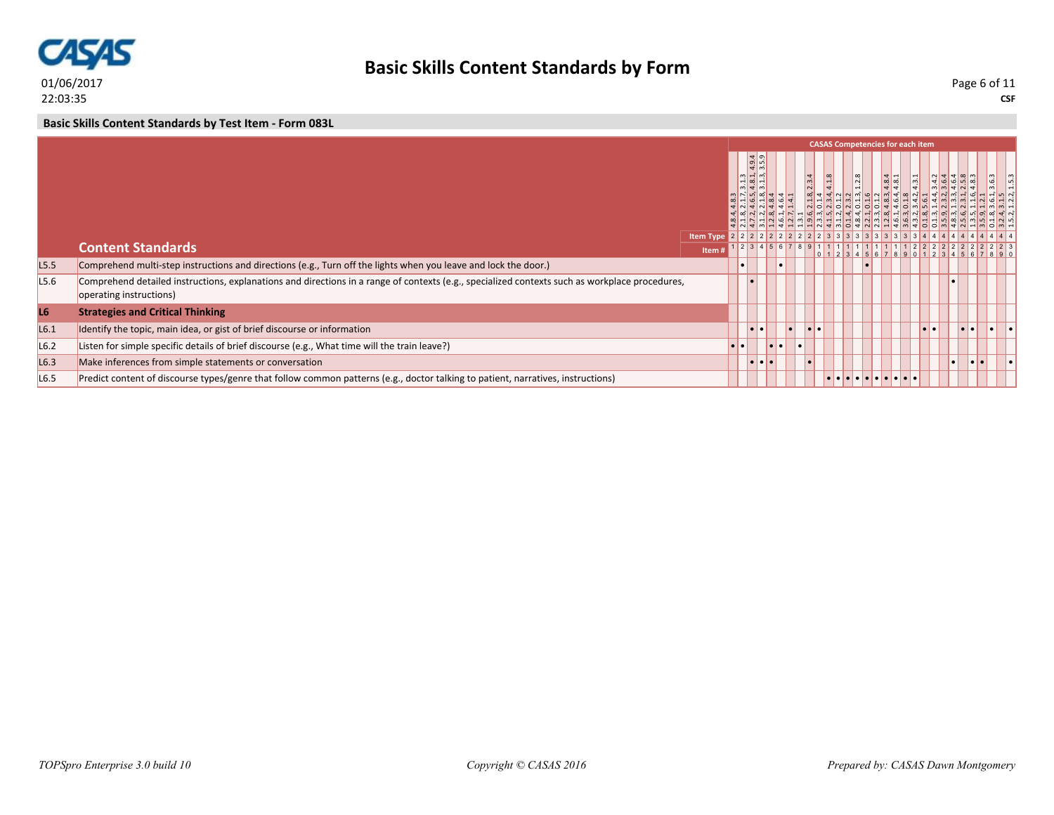## Basic Skills Content Standards by Test Item - Form 083L

| | Content Standards | 1 | 2 | 3 | 4 | 5 | 6 | 7 | 8 | 9 | 10 | 11 | 12 | 13 | 14 | 15 | 16 | 17 | 18 | 19 | 20 | 21 | 22 | 23 | 24 | 25 | 26 | 27 | 28 | 29 | 30 |
|---|---|---|---|---|---|---|---|---|---|---|---|---|---|---|---|---|---|---|---|---|---|---|---|---|---|---|---|---|---|---|---|
| | CASAS Competencies for each item | 4.8.4, 4.8.3 | 2.1.8, 2.1.7, 3.1.3 | 4.7.2, 4.6.5, 4.8.1, 4.9.4 | 3.1.2, 2.1.8, 3.1.3, 3.5.9 | 1.2.8, 4.8.4 | 4.6.1, 4.6.4 | 1.2.7, 1.4.1 | 1.3.1 | 1.9.6, 2.1.8, 2.3.4 | 2.3.3, 0.1.4 | 4.1.5, 2.3.4, 4.1.8 | 3.1.2, 0.1.2 | 0.1.4, 2.3.2 | 4.8.4, 0.1.3, 1.2.8 | 2.2.1, 0.1.6 | 2.3.3, 0.1.2 | 1.2.8, 4.8.3, 4.8.4 | 4.6.1, 4.6.4, 4.8.1 | 3.6.3, 0.1.8 | 4.3.2, 3.4.2, 4.3.1 | 0.1.8, 5.6.1 | 0.1.3, 1.4.4, 3.4.2 | 3.5.9, 2.2.3, 3.6.4 | 4.8.3, 1.3.3, 4.6.4 | 2.5.6, 2.3.1, 2.5.8 | 1.3.5, 1.1.6, 4.8.3 | 3.5.9, 1.2.1 | 0.1.8, 3.6.1, 3.6.3 | 3.2.4, 3.1.5 | 1.5.2, 1.2.2, 1.5.3 |
| | Item Type | 2 | 2 | 2 | 2 | 2 | 2 | 2 | 2 | 2 | 2 | 3 | 3 | 3 | 3 | 3 | 3 | 3 | 3 | 3 | 3 | 4 | 4 | 4 | 4 | 4 | 4 | 4 | 4 | 4 | 4 |
| L5.5 | Comprehend multi-step instructions and directions (e.g., Turn off the lights when you leave and lock the door.) | | • | | | | • | | | | | | | | | • | | | | | | | | | | | | | | | |
| L5.6 | Comprehend detailed instructions, explanations and directions in a range of contexts (e.g., specialized contexts such as workplace procedures, operating instructions) | | | • | | | | | | | | | | | | | | | | | | | | | • | | | | | | |
| **L6** | **Strategies and Critical Thinking** | | | | | | | | | | | | | | | | | | | | | | | | | | | | | | |
| L6.1 | Identify the topic, main idea, or gist of brief discourse or information | | | • | • | | | • | | • | • | | | | | | | | | | | • | • | | | • | • | | • | | • |
| L6.2 | Listen for simple specific details of brief discourse (e.g., What time will the train leave?) | • | • | | | • | • | | • | | | | | | | | | | | | | | | | | | | | | | |
| L6.3 | Make inferences from simple statements or conversation | | | • | • | • | | | | • | | | | | | | | | | | | | | | • | | • | • | | | • |
| L6.5 | Predict content of discourse types/genre that follow common patterns (e.g., doctor talking to patient, narratives, instructions) | | | | | | | | | | | • | • | • | • | • | • | • | • | • | • | | | | | | | | | | |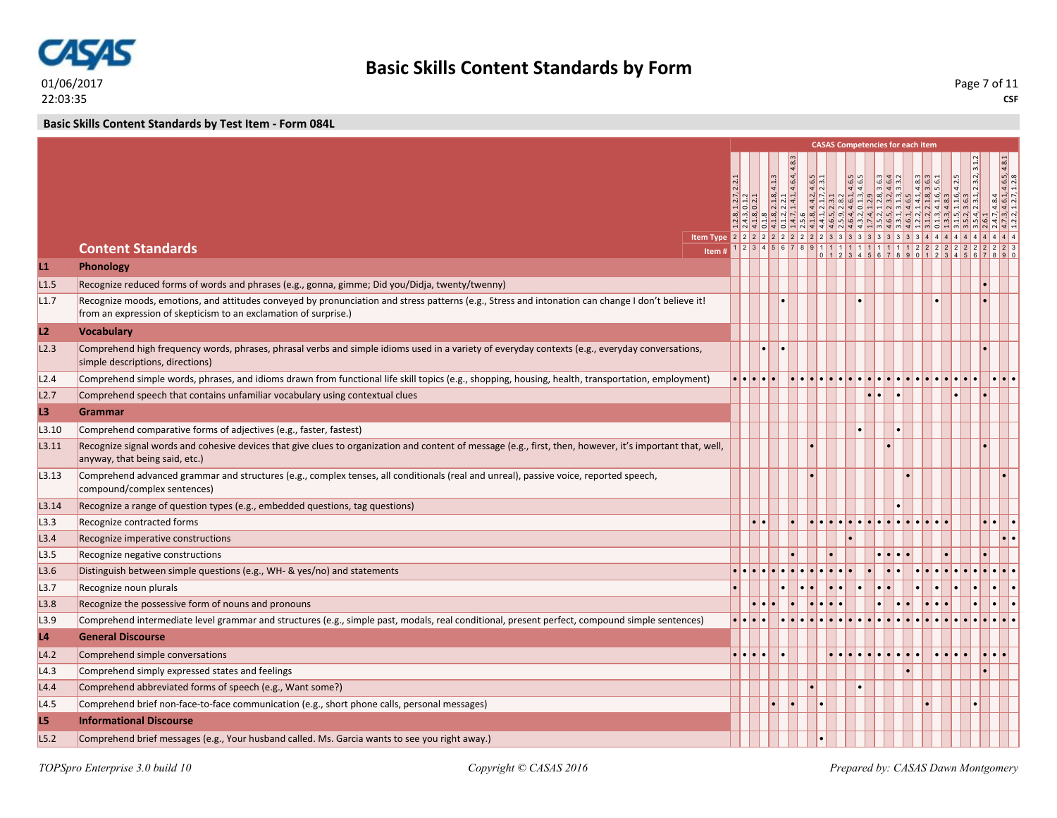## Basic Skills Content Standards by Form

01/06/2017
22:03:35

CSF

### Basic Skills Content Standards by Test Item - Form 084L

| | Content Standards | 1 | 2 | 3 | 4 | 5 | 6 | 7 | 8 | 9 | 10 | 11 | 12 | 13 | 14 | 15 | 16 | 17 | 18 | 19 | 20 | 21 | 22 | 23 | 24 | 25 | 26 | 27 | 28 | 29 | 30 |
|---|---|---|---|---|---|---|---|---|---|---|---|---|---|---|---|---|---|---|---|---|---|---|---|---|---|---|---|---|---|---|---|
| | CASAS Competencies for each item | 1.2.8, 1.2.7, 2.2.1 | 2.4.3, 0.1.2 | 4.1.8, 0.2.1 | 0.1.8 | 4.1.8, 2.1.8, 4.1.3 | 0.1.2, 2.2.1 | 1.4.7, 1.4.1, 4.6.4, 4.8.3 | 2.5.6 | 4.1.8, 4.4.2, 4.6.5 | 4.4.1, 2.1.7, 2.3.1 | 4.6.5, 2.3.1 | 2.5.9, 2.8.2 | 4.6.4, 4.6.1, 4.6.5 | 4.3.2, 0.1.3, 4.6.5 | 1.7.4, 1.2.9 | 3.5.2, 1.2.8, 3.6.3 | 4.6.5, 2.3.2, 4.6.4 | 3.3.1, 3.1.3, 3.3.2 | 4.6.1, 4.6.5 | 1.2.2, 1.4.1, 4.8.3 | 3.1.2, 2.1.8, 3.6.3 | 0.1.3, 4.1.6, 5.6.1 | 1.3.3, 4.8.3 | 3.1.5, 1.1.6, 4.2.5 | 3.5.2, 3.6.3 | 3.5.4, 2.3.1, 2.3.2, 3.1.2 | 2.6.1 | 2.4.7, 4.8.4 | 4.7.3, 4.6.1, 4.6.5, 4.8.1 | 1.2.2, 1.2.7, 1.2.8 |
| | Item Type | 2 | 2 | 2 | 2 | 2 | 2 | 2 | 2 | 2 | 2 | 3 | 3 | 3 | 3 | 3 | 3 | 3 | 3 | 3 | 3 | 4 | 4 | 4 | 4 | 4 | 4 | 4 | 4 | 4 | 4 |
| | Item # | 1 | 2 | 3 | 4 | 5 | 6 | 7 | 8 | 9 | 10 | 11 | 12 | 13 | 14 | 15 | 16 | 17 | 18 | 19 | 20 | 21 | 22 | 23 | 24 | 25 | 26 | 27 | 28 | 29 | 30 |
| **L1** | **Phonology** | | | | | | | | | | | | | | | | | | | | | | | | | | | | | | |
| L1.5 | Recognize reduced forms of words and phrases (e.g., gonna, gimme; Did you/Didja, twenty/twenny) | | | | | | | | | | | | | | | | | | | | | | | | | | | • | | | |
| L1.7 | Recognize moods, emotions, and attitudes conveyed by pronunciation and stress patterns (e.g., Stress and intonation can change I don't believe it! from an expression of skepticism to an exclamation of surprise.) | | | | | | • | | | | | | | | • | | | | | | | | • | | | | | • | | | |
| **L2** | **Vocabulary** | | | | | | | | | | | | | | | | | | | | | | | | | | | | | | |
| L2.3 | Comprehend high frequency words, phrases, phrasal verbs and simple idioms used in a variety of everyday contexts (e.g., everyday conversations, simple descriptions, directions) | | | | • | | • | | | | | | | | | | | | | | | | | | | | | • | | | |
| L2.4 | Comprehend simple words, phrases, and idioms drawn from functional life skill topics (e.g., shopping, housing, health, transportation, employment) | • | • | • | • | • | | • | • | • | • | • | • | • | • | • | • | • | • | • | • | • | • | • | • | • | • | | • | • | • |
| L2.7 | Comprehend speech that contains unfamiliar vocabulary using contextual clues | | | | | | | | | | | | | | | • | • | | • | | | | | | • | | | • | | | |
| **L3** | **Grammar** | | | | | | | | | | | | | | | | | | | | | | | | | | | | | | |
| L3.10 | Comprehend comparative forms of adjectives (e.g., faster, fastest) | | | | | | | | | | | | | | • | | | | • | | | | | | | | | | | | |
| L3.11 | Recognize signal words and cohesive devices that give clues to organization and content of message (e.g., first, then, however, it's important that, well, anyway, that being said, etc.) | | | | | | | | | • | | | | | | | | • | | | | | | | | | | • | | | |
| L3.13 | Comprehend advanced grammar and structures (e.g., complex tenses, all conditionals (real and unreal), passive voice, reported speech, compound/complex sentences) | | | | | | | | | • | | | | | | | | | | • | | | | | | | | | | • | |
| L3.14 | Recognize a range of question types (e.g., embedded questions, tag questions) | | | | | | | | | | | | | | | | | | • | | | | | | | | | | | | |
| L3.3 | Recognize contracted forms | | | • | • | | | • | | • | • | • | • | • | • | • | • | • | • | • | • | • | • | • | | | | • | • | | • |
| L3.4 | Recognize imperative constructions | | | | | | | | | | | | | • | | | | | | | | | | | | | | | | • | • |
| L3.5 | Recognize negative constructions | | | | | | | • | | | | • | | | | | • | • | • | • | | | | • | | | | • | | | |
| L3.6 | Distinguish between simple questions (e.g., WH- & yes/no) and statements | • | • | • | • | • | • | • | • | • | • | • | • | • | | • | | • | • | | • | • | • | • | • | • | • | • | • | • | • |
| L3.7 | Recognize noun plurals | • | | | | | • | | • | • | | • | • | | • | | • | • | | | • | | • | | • | | • | | • | | • |
| L3.8 | Recognize the possessive form of nouns and pronouns | | | • | • | • | | • | | • | • | • | • | | | | • | | • | • | | • | • | • | | | • | | • | | • |
| L3.9 | Comprehend intermediate level grammar and structures (e.g., simple past, modals, real conditional, present perfect, compound simple sentences) | • | • | • | • | | • | • | • | • | • | • | • | • | • | • | • | • | • | • | • | • | • | • | • | • | • | • | • | • | • |
| **L4** | **General Discourse** | | | | | | | | | | | | | | | | | | | | | | | | | | | | | | |
| L4.2 | Comprehend simple conversations | • | • | • | • | | • | | | | | • | • | • | • | • | • | • | • | • | • | | • | • | • | • | | • | • | • | |
| L4.3 | Comprehend simply expressed states and feelings | | | | | | | | | | | | | | | | | | | • | | | | | | | | • | | | |
| L4.4 | Comprehend abbreviated forms of speech (e.g., Want some?) | | | | | | | | | • | | | | | • | | | | | | | | | | | | | | | | |
| L4.5 | Comprehend brief non-face-to-face communication (e.g., short phone calls, personal messages) | | | | | • | | • | | | • | | | | | | | | | | | • | | | | | • | | | | |
| **L5** | **Informational Discourse** | | | | | | | | | | | | | | | | | | | | | | | | | | | | | | |
| L5.2 | Comprehend brief messages (e.g., Your husband called. Ms. Garcia wants to see you right away.) | | | | | | | | | | • | | | | | | | | | | | | | | | | | | | | |

*TOPSpro Enterprise 3.0 build 10* — *Copyright © CASAS 2016* — *Prepared by: CASAS Dawn Montgomery*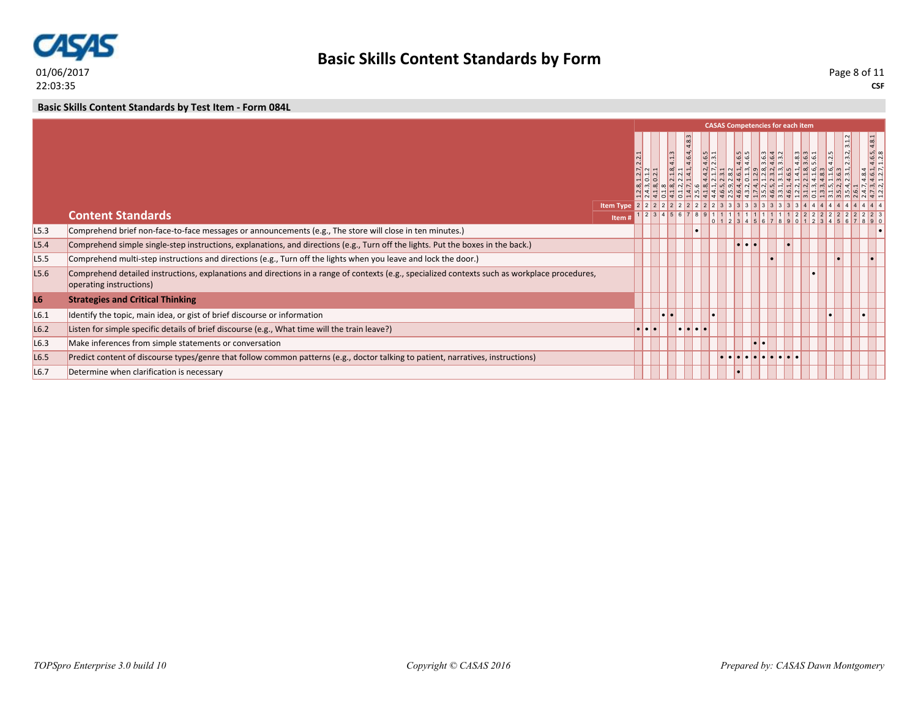# Basic Skills Content Standards by Form

**Basic Skills Content Standards by Test Item - Form 084L**

| | | CASAS Competencies for each item | | | | | | | | | | | | | | | | | | | | | | | | | | | | | |
|---|---|---|---|---|---|---|---|---|---|---|---|---|---|---|---|---|---|---|---|---|---|---|---|---|---|---|---|---|---|---|---|
| | | 1.2.8, 1.2.7, 2.2.1 | 2.4.3, 0.1.2 | 4.1.8, 0.2.1 | 0.1.8 | 4.1.8, 2.1.8, 4.1.3 | 0.1.2, 2.2.1 | 1.4.7, 1.4.1, 4.6.4, 4.8.3 | 2.5.6 | 4.1.8, 4.4.2, 4.6.5 | 4.4.1, 2.1.7, 2.3.1 | 4.6.5, 2.3.1 | 2.5.9, 2.8.2 | 4.6.4, 4.6.1, 4.6.5 | 4.3.2, 0.1.3, 4.6.5 | 1.7.4, 1.2.9 | 3.5.2, 1.2.8, 3.6.3 | 4.6.5, 2.3.2, 4.6.4 | 3.3.1, 3.1.3, 3.3.2 | 4.6.1, 4.6.5 | 1.2.2, 1.4.1, 4.8.3 | 3.1.2, 2.1.8, 3.6.3 | 0.1.3, 4.1.6, 5.6.1 | 1.3.3, 4.8.3 | 3.1.5, 1.1.6, 4.2.5 | 3.5.2, 3.6.3 | 3.5.4, 2.3.1, 2.3.2, 3.1.2 | 2.6.1 | 2.4.7, 4.8.4 | 4.7.3, 4.6.1, 4.6.5, 4.8.1 | 1.2.2, 1.2.7, 1.2.8 |
| | **Item Type** | 2 | 2 | 2 | 2 | 2 | 2 | 2 | 2 | 2 | 2 | 3 | 3 | 3 | 3 | 3 | 3 | 3 | 3 | 3 | 3 | 4 | 4 | 4 | 4 | 4 | 4 | 4 | 4 | 4 | 4 |
| | **Content Standards** / **Item #** | 1 | 2 | 3 | 4 | 5 | 6 | 7 | 8 | 9 | 10 | 11 | 12 | 13 | 14 | 15 | 16 | 17 | 18 | 19 | 20 | 21 | 22 | 23 | 24 | 25 | 26 | 27 | 28 | 29 | 30 |
| L5.3 | Comprehend brief non-face-to-face messages or announcements (e.g., The store will close in ten minutes.) | | | | | | | | • | | | | | | | | | | | | | | | | | | | | | | • |
| L5.4 | Comprehend simple single-step instructions, explanations, and directions (e.g., Turn off the lights. Put the boxes in the back.) | | | | | | | | | | | | | • | • | • | | | | • | | | | | | | | | | | |
| L5.5 | Comprehend multi-step instructions and directions (e.g., Turn off the lights when you leave and lock the door.) | | | | | | | | | | | | | | | | | • | | | | | | | | • | | | | • | |
| L5.6 | Comprehend detailed instructions, explanations and directions in a range of contexts (e.g., specialized contexts such as workplace procedures, operating instructions) | | | | | | | | | | | | | | | | | | | | | | • | | | | | | | | |
| **L6** | **Strategies and Critical Thinking** | | | | | | | | | | | | | | | | | | | | | | | | | | | | | | |
| L6.1 | Identify the topic, main idea, or gist of brief discourse or information | | | | • | • | | | | | • | | | | | | | | | | | | | | • | | | | • | | |
| L6.2 | Listen for simple specific details of brief discourse (e.g., What time will the train leave?) | • | • | • | | | • | • | • | • | | | | | | | | | | | | | | | | | | | | | |
| L6.3 | Make inferences from simple statements or conversation | | | | | | | | | | | | | | | • | • | | | | | | | | | | | | | | |
| L6.5 | Predict content of discourse types/genre that follow common patterns (e.g., doctor talking to patient, narratives, instructions) | | | | | | | | | | | • | • | • | • | • | • | • | • | • | • | | | | | | | | | | |
| L6.7 | Determine when clarification is necessary | | | | | | | | | | | | | • | | | | | | | | | | | | | | | | | |

*TOPSpro Enterprise 3.0 build 10* *Copyright © CASAS 2016* *Prepared by: CASAS Dawn Montgomery*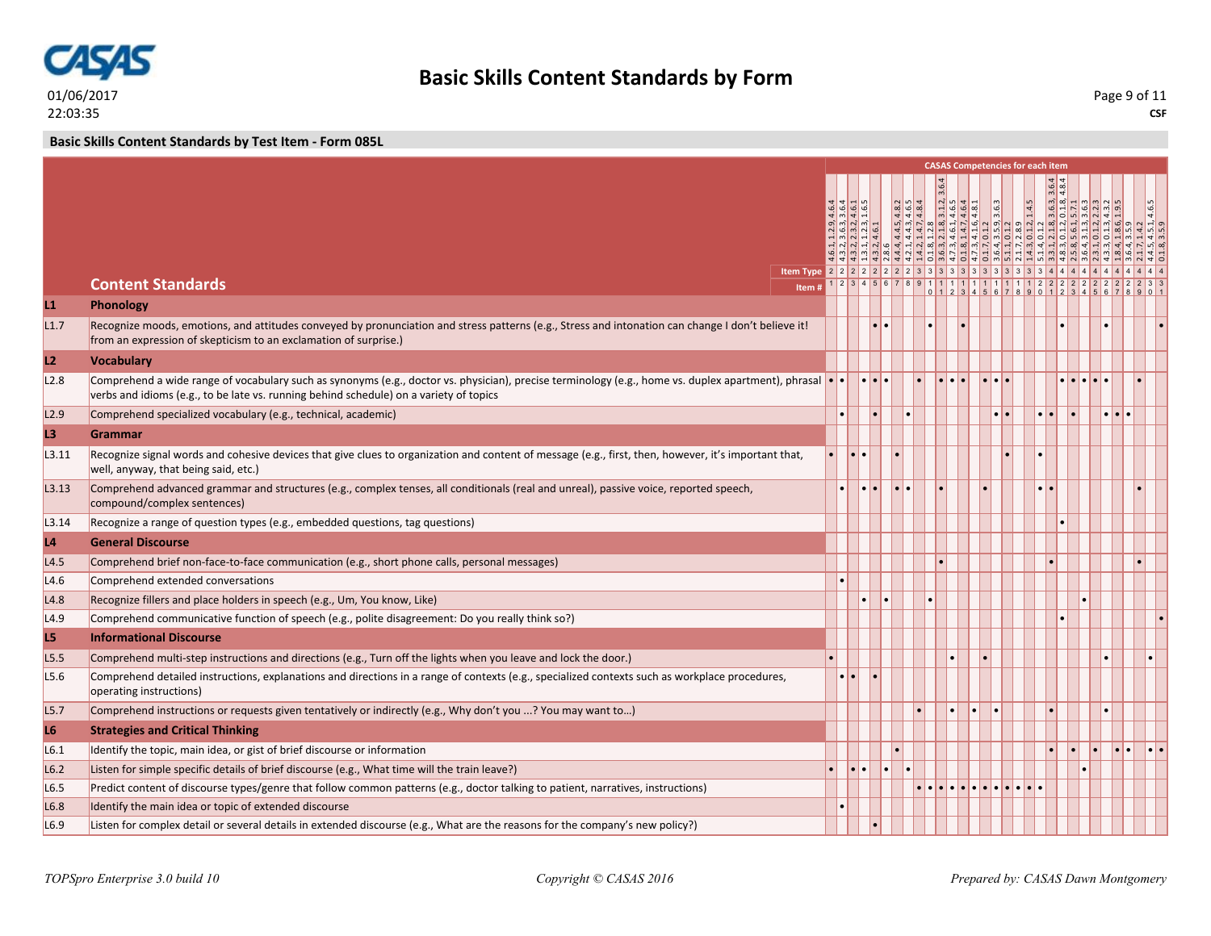# Basic Skills Content Standards by Form

01/06/2017
22:03:35

**CSF**

## Basic Skills Content Standards by Test Item - Form 085L

**CASAS Competencies for each item**

| | Item # | 1 | 2 | 3 | 4 | 5 | 6 | 7 | 8 | 9 | 10 | 11 | 12 | 13 | 14 | 15 | 16 | 17 | 18 | 19 | 20 | 21 | 22 | 23 | 24 | 25 | 26 | 27 | 28 | 29 | 30 | 31 |
|---|---|---|---|---|---|---|---|---|---|---|---|---|---|---|---|---|---|---|---|---|---|---|---|---|---|---|---|---|---|---|---|---|
| | CASAS Competencies | 4.6.1, 1.2.9, 4.6.4 | 4.3.2, 3.6.3, 3.6.4 | 4.3.2, 2.3.2, 4.6.1 | 1.3.1, 1.2.3, 1.6.5 | 4.3.2, 4.6.1 | 2.8.6 | 4.4.4, 4.4.5, 4.8.2 | 4.2.1, 4.4.3, 4.6.5 | 1.4.2, 1.4.7, 4.8.4 | 0.1.8, 1.2.8 | 3.6.3, 2.1.8, 3.1.2, 3.6.4 | 4.7.3, 4.6.1, 4.6.5 | 0.1.8, 1.4.7, 4.6.4 | 4.7.3, 4.1.6, 4.8.1 | 0.1.7, 0.1.2 | 3.6.4, 3.5.9, 3.6.3 | 5.1.1, 0.1.2 | 2.1.7, 2.8.9 | 1.4.3, 0.1.2, 1.4.5 | 5.1.4, 0.1.2 | 3.3.2, 2.1.8, 3.6.3, 3.6.4 | 4.8.3, 0.1.2, 0.1.8, 4.8.4 | 2.5.8, 5.6.1, 5.7.1 | 3.6.4, 3.1.3, 3.6.3 | 2.3.1, 0.1.2, 2.2.3 | 4.3.3, 0.1.3, 4.3.2 | 1.8.4, 1.8.6, 1.9.5 | 3.6.4, 3.5.9 | 2.1.7, 1.4.2 | 4.4.5, 4.5.1, 4.6.5 | 0.1.8, 3.5.9 |
| | Item Type | 2 | 2 | 2 | 2 | 2 | 2 | 2 | 2 | 3 | 3 | 3 | 3 | 3 | 3 | 3 | 3 | 3 | 3 | 3 | 3 | 4 | 4 | 4 | 4 | 4 | 4 | 4 | 4 | 4 | 4 | 4 |
| | **Content Standards** | | | | | | | | | | | | | | | | | | | | | | | | | | | | | | | |
| **L1** | **Phonology** | | | | | | | | | | | | | | | | | | | | | | | | | | | | | | | |
| L1.7 | Recognize moods, emotions, and attitudes conveyed by pronunciation and stress patterns (e.g., Stress and intonation can change I don't believe it! from an expression of skepticism to an exclamation of surprise.) | | | | | • | • | | | | • | | | • | | | | | | | | | • | | | | • | | | | | • |
| **L2** | **Vocabulary** | | | | | | | | | | | | | | | | | | | | | | | | | | | | | | | |
| L2.8 | Comprehend a wide range of vocabulary such as synonyms (e.g., doctor vs. physician), precise terminology (e.g., home vs. duplex apartment), phrasal verbs and idioms (e.g., to be late vs. running behind schedule) on a variety of topics | • | • | | • | • | • | | | • | | • | • | • | | • | • | • | | | | | • | • | • | • | • | | | • | | |
| L2.9 | Comprehend specialized vocabulary (e.g., technical, academic) | | • | | | • | | | • | | | | | | | | • | • | | | • | • | | • | | | • | • | • | | | |
| **L3** | **Grammar** | | | | | | | | | | | | | | | | | | | | | | | | | | | | | | | |
| L3.11 | Recognize signal words and cohesive devices that give clues to organization and content of message (e.g., first, then, however, it's important that, well, anyway, that being said, etc.) | • | | • | • | | | • | | | | | | | | | | • | | | • | | | | | | | | | | | |
| L3.13 | Comprehend advanced grammar and structures (e.g., complex tenses, all conditionals (real and unreal), passive voice, reported speech, compound/complex sentences) | | • | | • | • | | • | • | | | • | | | | • | | | | | • | • | | | | | | | | • | | |
| L3.14 | Recognize a range of question types (e.g., embedded questions, tag questions) | | | | | | | | | | | | | | | | | | | | | | • | | | | | | | | | |
| **L4** | **General Discourse** | | | | | | | | | | | | | | | | | | | | | | | | | | | | | | | |
| L4.5 | Comprehend brief non-face-to-face communication (e.g., short phone calls, personal messages) | | | | | | | | | | | • | | | | | | | | | | • | | | | | | | | • | | |
| L4.6 | Comprehend extended conversations | | • | | | | | | | | | | | | | | | | | | | | | | | | | | | | | |
| L4.8 | Recognize fillers and place holders in speech (e.g., Um, You know, Like) | | | | • | | • | | | | • | | | | | | | | | | | | | | • | | | | | | | |
| L4.9 | Comprehend communicative function of speech (e.g., polite disagreement: Do you really think so?) | | | | | | | | | | | | | | | | | | | | | | • | | | | | | | | | • |
| **L5** | **Informational Discourse** | | | | | | | | | | | | | | | | | | | | | | | | | | | | | | | |
| L5.5 | Comprehend multi-step instructions and directions (e.g., Turn off the lights when you leave and lock the door.) | • | | | | | | | | | | | • | | | • | | | | | | | | | | | • | | | | • | |
| L5.6 | Comprehend detailed instructions, explanations and directions in a range of contexts (e.g., specialized contexts such as workplace procedures, operating instructions) | | • | • | | • | | | | | | | | | | | | | | | | | | | | | | | | | | |
| L5.7 | Comprehend instructions or requests given tentatively or indirectly (e.g., Why don't you ...? You may want to…) | | | | | | | | | • | | | • | | • | | • | | | | | • | | | | | • | | | | | |
| **L6** | **Strategies and Critical Thinking** | | | | | | | | | | | | | | | | | | | | | | | | | | | | | | | |
| L6.1 | Identify the topic, main idea, or gist of brief discourse or information | | | | | | | • | | | | | | | | | | | | | | • | | • | | • | | • | • | | • | • |
| L6.2 | Listen for simple specific details of brief discourse (e.g., What time will the train leave?) | • | | • | • | | • | | • | | | | | | | | | | | | | | | | • | | | | | | | |
| L6.5 | Predict content of discourse types/genre that follow common patterns (e.g., doctor talking to patient, narratives, instructions) | | | | | | | | | • | • | • | • | • | • | • | • | • | • | • | • | | | | | | | | | | | |
| L6.8 | Identify the main idea or topic of extended discourse | | • | | | | | | | | | | | | | | | | | | | | | | | | | | | | | |
| L6.9 | Listen for complex detail or several details in extended discourse (e.g., What are the reasons for the company's new policy?) | | | | | • | | | | | | | | | | | | | | | | | | | | | | | | | | |

*TOPSpro Enterprise 3.0 build 10* — *Copyright © CASAS 2016* — *Prepared by: CASAS Dawn Montgomery*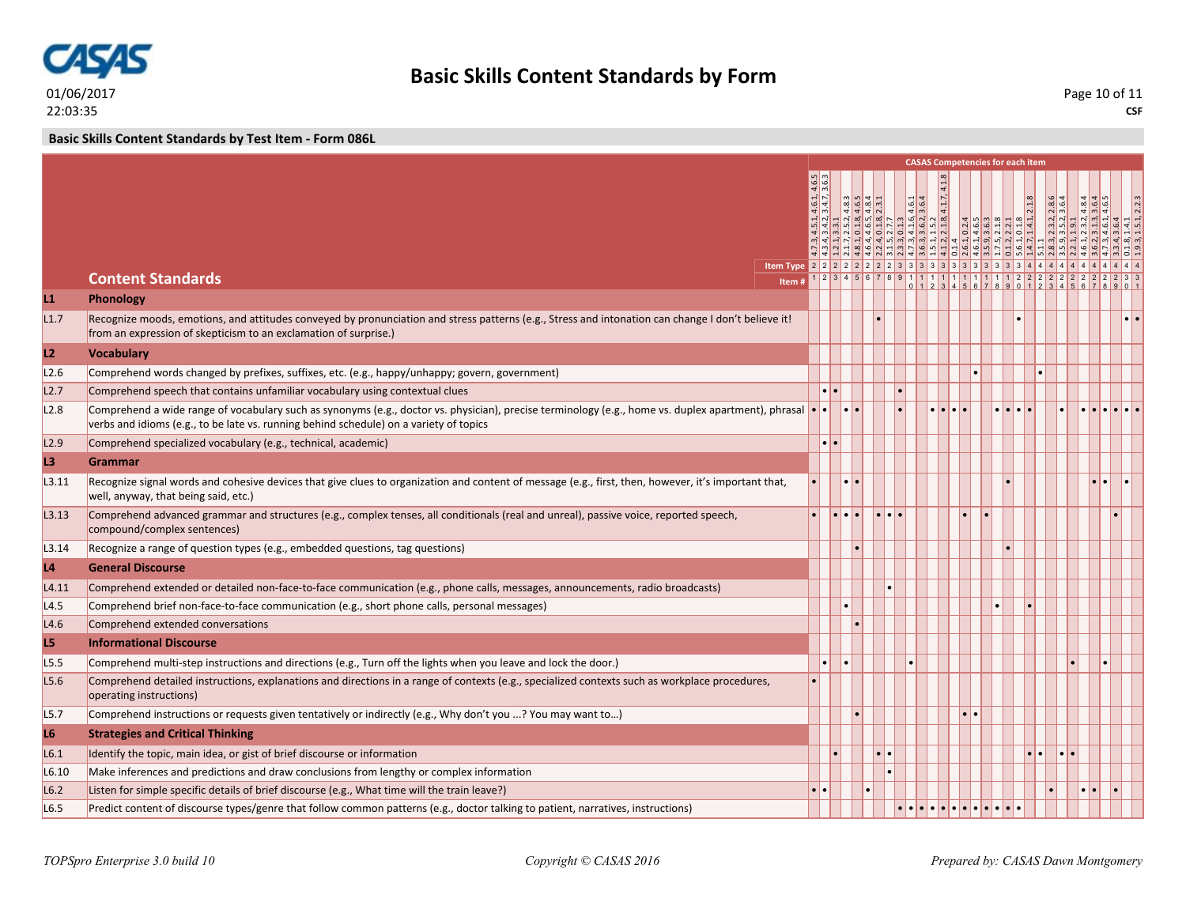## Basic Skills Content Standards by Form

**Basic Skills Content Standards by Test Item - Form 086L**

| | Content Standards | 1 | 2 | 3 | 4 | 5 | 6 | 7 | 8 | 9 | 10 | 11 | 12 | 13 | 14 | 15 | 16 | 17 | 18 | 19 | 20 | 21 | 22 | 23 | 24 | 25 | 26 | 27 | 28 | 29 | 30 | 31 |
|---|---|---|---|---|---|---|---|---|---|---|---|---|---|---|---|---|---|---|---|---|---|---|---|---|---|---|---|---|---|---|---|---|
| | CASAS Competencies for each item | 4.7.3, 4.5.1, 4.6.1, 4.6.5 | 4.3.4, 3.4.2, 3.4.7, 3.6.3 | 1.2.1, 3.3.1 | 2.1.7, 2.5.2, 4.8.3 | 4.8.1, 0.1.8, 4.6.5 | 4.6.4, 4.6.5, 4.8.4 | 2.2.4, 0.1.8, 2.3.1 | 3.1.5, 2.7.7 | 2.3.3, 0.1.3 | 4.7.3, 4.1.6, 4.6.1 | 3.6.3, 3.6.2, 3.6.4 | 1.5.1, 1.5.2 | 4.1.2, 2.1.8, 4.1.7, 4.1.8 | 0.1.4 | 2.6.1, 0.2.4 | 4.6.1, 4.6.5 | 3.5.9, 3.6.3 | 1.7.5, 2.1.8 | 0.1.2, 2.2.1 | 5.6.1, 0.1.8 | 1.4.7, 1.4.1, 2.1.8 | 5.1.1 | 2.8.3, 2.3.2, 2.8.6 | 3.5.9, 3.5.2, 3.6.4 | 2.2.1, 1.9.1 | 4.6.1, 2.3.2, 4.8.4 | 3.6.2, 3.1.3, 3.6.4 | 4.7.3, 4.6.1, 4.6.5 | 3.3.4, 3.6.4 | 0.1.8, 1.4.1 | 1.9.3, 1.5.1, 2.2.3 |
| | Item Type | 2 | 2 | 2 | 2 | 2 | 2 | 2 | 2 | 2 | 3 | 3 | 3 | 3 | 3 | 3 | 3 | 3 | 3 | 3 | 3 | 4 | 4 | 4 | 4 | 4 | 4 | 4 | 4 | 4 | 4 | 4 |
| **L1** | **Phonology** | | | | | | | | | | | | | | | | | | | | | | | | | | | | | | | |
| L1.7 | Recognize moods, emotions, and attitudes conveyed by pronunciation and stress patterns (e.g., Stress and intonation can change I don't believe it! from an expression of skepticism to an exclamation of surprise.) | | | | | | | • | | | | | | | | | | | | | • | | | | | | | | | | • | • |
| **L2** | **Vocabulary** | | | | | | | | | | | | | | | | | | | | | | | | | | | | | | | |
| L2.6 | Comprehend words changed by prefixes, suffixes, etc. (e.g., happy/unhappy; govern, government) | | | | | | | | | | | | | | | | • | | | | | | • | | | | | | | | | |
| L2.7 | Comprehend speech that contains unfamiliar vocabulary using contextual clues | | • | • | | | | | | • | | | | | | | | | | | | | | | | | | | | | | |
| L2.8 | Comprehend a wide range of vocabulary such as synonyms (e.g., doctor vs. physician), precise terminology (e.g., home vs. duplex apartment), phrasal verbs and idioms (e.g., to be late vs. running behind schedule) on a variety of topics | • | • | | • | • | | | | • | | | • | • | • | • | | | • | • | • | • | | | • | | • | • | • | • | • | • |
| L2.9 | Comprehend specialized vocabulary (e.g., technical, academic) | | • | • | | | | | | | | | | | | | | | | | | | | | | | | | | | | |
| **L3** | **Grammar** | | | | | | | | | | | | | | | | | | | | | | | | | | | | | | | |
| L3.11 | Recognize signal words and cohesive devices that give clues to organization and content of message (e.g., first, then, however, it's important that, well, anyway, that being said, etc.) | • | | | • | • | | | | | | | | | | | | | | • | | | | | | | | • | • | | • | |
| L3.13 | Comprehend advanced grammar and structures (e.g., complex tenses, all conditionals (real and unreal), passive voice, reported speech, compound/complex sentences) | • | | • | • | • | | • | • | • | | | | | | • | | • | | | | | | | | | | | | • | | |
| L3.14 | Recognize a range of question types (e.g., embedded questions, tag questions) | | | | | • | | | | | | | | | | | | | | • | | | | | | | | | | | | |
| **L4** | **General Discourse** | | | | | | | | | | | | | | | | | | | | | | | | | | | | | | | |
| L4.11 | Comprehend extended or detailed non-face-to-face communication (e.g., phone calls, messages, announcements, radio broadcasts) | | | | | | | | • | | | | | | | | | | | | | | | | | | | | | | | |
| L4.5 | Comprehend brief non-face-to-face communication (e.g., short phone calls, personal messages) | | | | • | | | | | | | | | | | | | | • | | | • | | | | | | | | | | |
| L4.6 | Comprehend extended conversations | | | | | • | | | | | | | | | | | | | | | | | | | | | | | | | | |
| **L5** | **Informational Discourse** | | | | | | | | | | | | | | | | | | | | | | | | | | | | | | | |
| L5.5 | Comprehend multi-step instructions and directions (e.g., Turn off the lights when you leave and lock the door.) | | • | | • | | | | | | • | | | | | | | | | | | | | | | • | | | • | | | |
| L5.6 | Comprehend detailed instructions, explanations and directions in a range of contexts (e.g., specialized contexts such as workplace procedures, operating instructions) | • | | | | | | | | | | | | | | | | | | | | | | | | | | | | | | |
| L5.7 | Comprehend instructions or requests given tentatively or indirectly (e.g., Why don't you ...? You may want to…) | | | | | • | | | | | | | | | | • | • | | | | | | | | | | | | | | | |
| **L6** | **Strategies and Critical Thinking** | | | | | | | | | | | | | | | | | | | | | | | | | | | | | | | |
| L6.1 | Identify the topic, main idea, or gist of brief discourse or information | | | • | | | | • | • | | | | | | | | | | | | | • | • | | • | • | | | | | | |
| L6.10 | Make inferences and predictions and draw conclusions from lengthy or complex information | | | | | | | | • | | | | | | | | | | | | | | | | | | | | | | | |
| L6.2 | Listen for simple specific details of brief discourse (e.g., What time will the train leave?) | • | • | | | | • | | | | | | | | | | | | | | | | | • | | | • | • | | • | | |
| L6.5 | Predict content of discourse types/genre that follow common patterns (e.g., doctor talking to patient, narratives, instructions) | | | | | | | | | • | • | • | • | • | • | • | • | • | • | • | • | | | | | | | | | | | |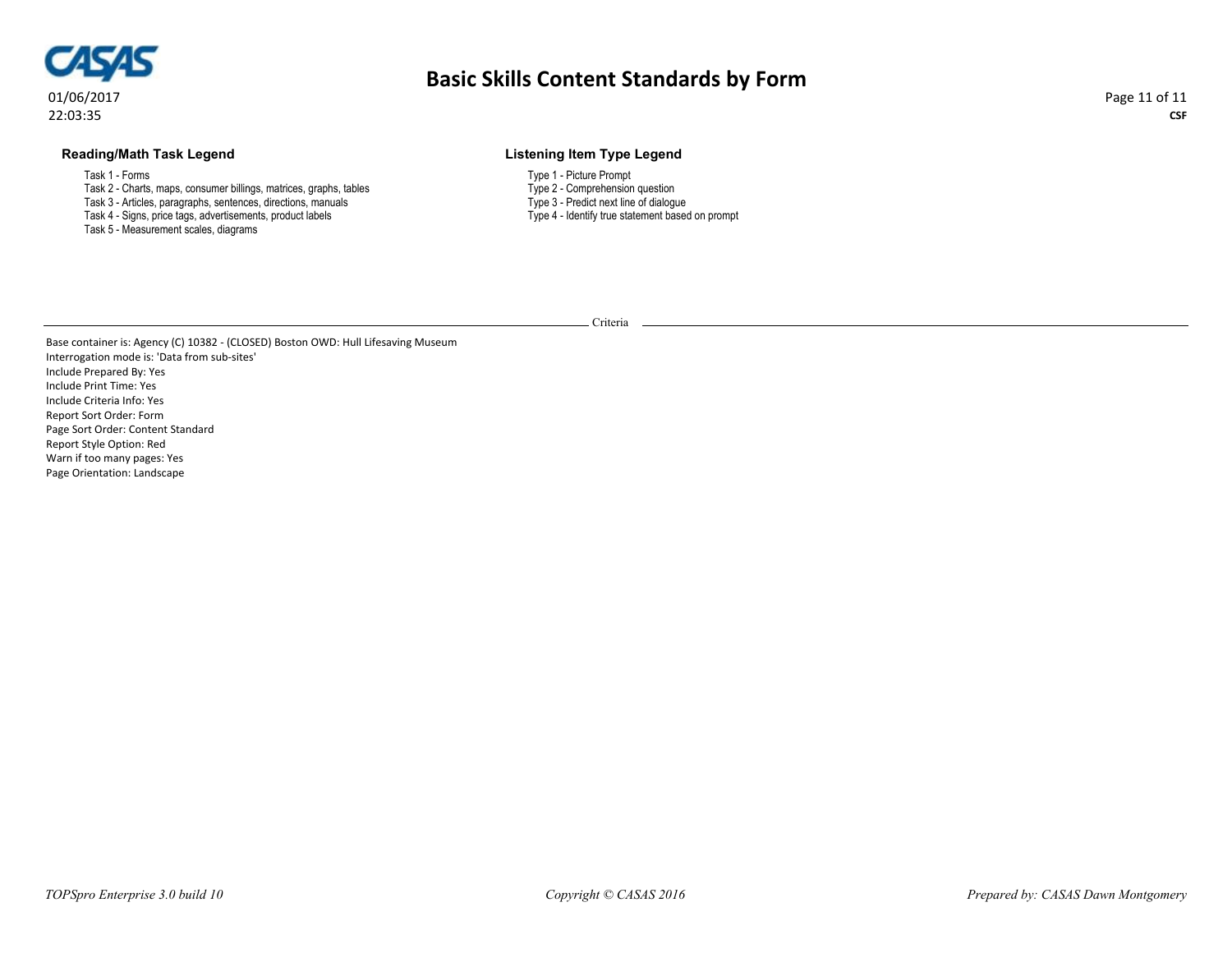## Reading/Math Task Legend

Task 1 - Forms
Task 2 - Charts, maps, consumer billings, matrices, graphs, tables
Task 3 - Articles, paragraphs, sentences, directions, manuals
Task 4 - Signs, price tags, advertisements, product labels
Task 5 - Measurement scales, diagrams

## Listening Item Type Legend

Type 1 - Picture Prompt
Type 2 - Comprehension question
Type 3 - Predict next line of dialogue
Type 4 - Identify true statement based on prompt

Criteria

Base container is: Agency (C) 10382 - (CLOSED) Boston OWD: Hull Lifesaving Museum
Interrogation mode is: 'Data from sub-sites'
Include Prepared By: Yes
Include Print Time: Yes
Include Criteria Info: Yes
Report Sort Order: Form
Page Sort Order: Content Standard
Report Style Option: Red
Warn if too many pages: Yes
Page Orientation: Landscape